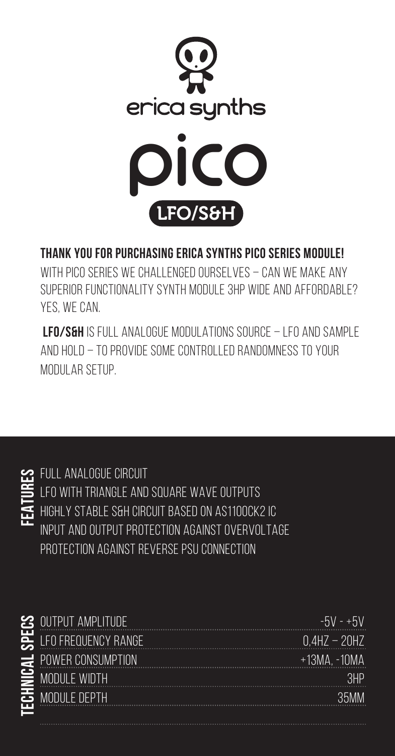# erica synths

# pico

## LFO/S&H

**THANK YOU FOR PURCHASING ERICA SYNTHS PICO SERIES MODULE!**

WITH PICO SERIES WE CHALLENGED OURSELVES – CAN WE MAKE ANY SUPERIOR FUNCTIONALITY SYNTH MODULE 3HP WIDE AND AFFORDABLE? YES, WE CAN.

**LFO/S&H** IS FULL ANALOGUE MODULATIONS SOURCE – LFO AND SAMPLE AND HOLD – TO PROVIDE SOME CONTROLLED RANDOMNESS TO YOUR MODULAR SETUP.

## FEATURES

- FULL ANALOGUE CIRCUIT
- LFO WITH TRIANGLE AND SQUARE WAVE OUTPUTS
- HIGHLY STABLE S&H CIRCUIT BASED ON AS1100CK2 IC
- INPUT AND OUTPUT PROTECTION AGAINST OVERVOLTAGE
- PROTECTION AGAINST REVERSE PSU CONNECTION

## TECHNICAL SPECS

| | |
|---|---|
| OUTPUT AMPLITUDE | -5V - +5V |
| LFO FREQUENCY RANGE | 0,4HZ – 20HZ |
| POWER CONSUMPTION | +13MA, -10MA |
| MODULE WIDTH | 3HP |
| MODULE DEPTH | 35MM |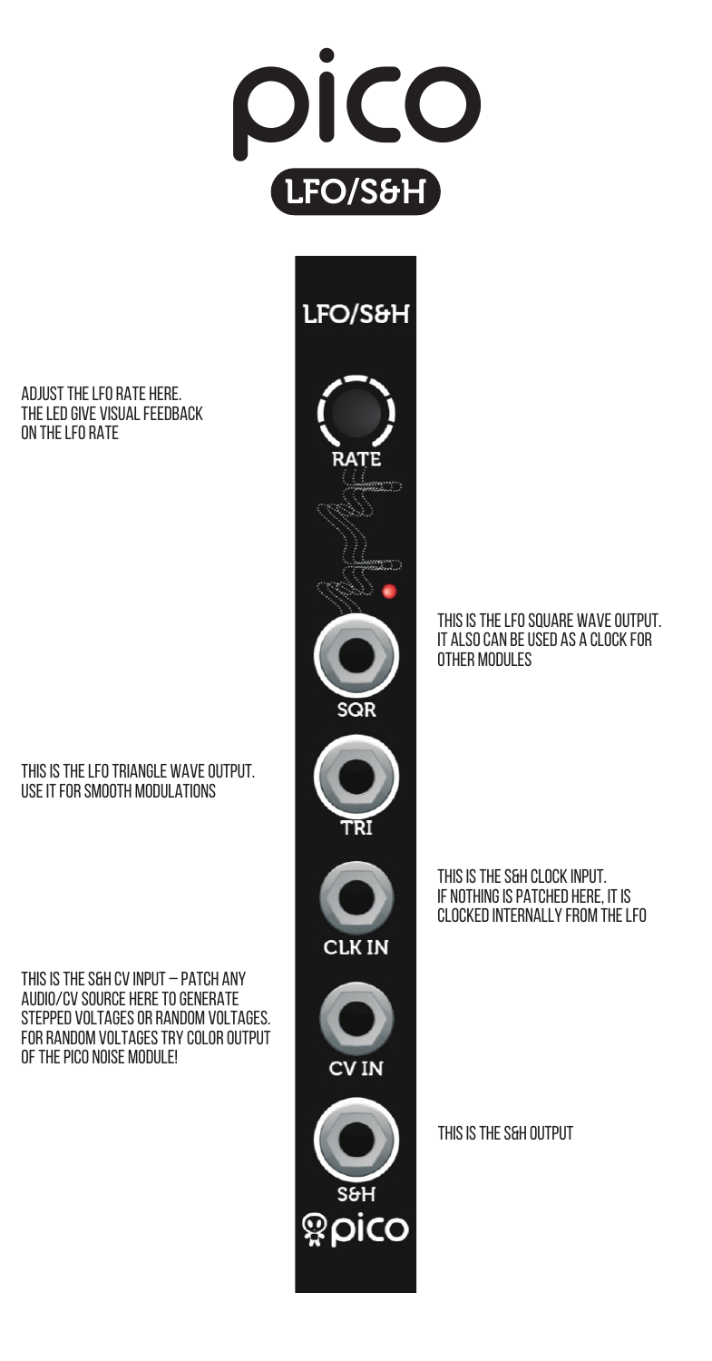# pico

## LFO/S&H

LFO/S&H

ADJUST THE LFO RATE HERE. THE LED GIVE VISUAL FEEDBACK ON THE LFO RATE

RATE

THIS IS THE LFO SQUARE WAVE OUTPUT. IT ALSO CAN BE USED AS A CLOCK FOR OTHER MODULES

SQR

THIS IS THE LFO TRIANGLE WAVE OUTPUT. USE IT FOR SMOOTH MODULATIONS

TRI

THIS IS THE S&H CLOCK INPUT. IF NOTHING IS PATCHED HERE, IT IS CLOCKED INTERNALLY FROM THE LFO

CLK IN

THIS IS THE S&H CV INPUT – PATCH ANY AUDIO/CV SOURCE HERE TO GENERATE STEPPED VOLTAGES OR RANDOM VOLTAGES. FOR RANDOM VOLTAGES TRY COLOR OUTPUT OF THE PICO NOISE MODULE!

CV IN

THIS IS THE S&H OUTPUT

S&H

pico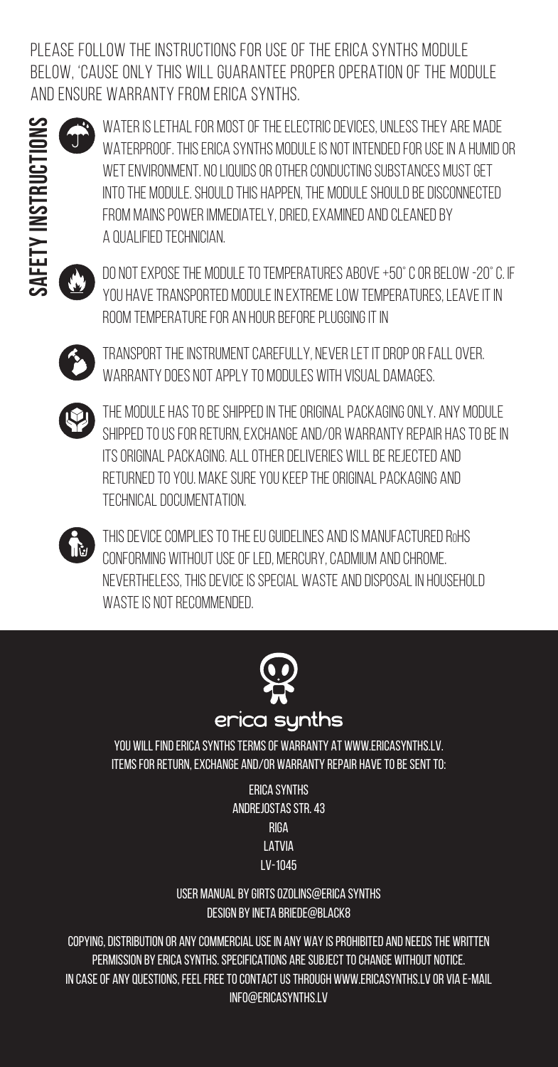PLEASE FOLLOW THE INSTRUCTIONS FOR USE OF THE ERICA SYNTHS MODULE BELOW, 'CAUSE ONLY THIS WILL GUARANTEE PROPER OPERATION OF THE MODULE AND ENSURE WARRANTY FROM ERICA SYNTHS.

## SAFETY INSTRUCTIONS

WATER IS LETHAL FOR MOST OF THE ELECTRIC DEVICES, UNLESS THEY ARE MADE WATERPROOF. THIS ERICA SYNTHS MODULE IS NOT INTENDED FOR USE IN A HUMID OR WET ENVIRONMENT. NO LIQUIDS OR OTHER CONDUCTING SUBSTANCES MUST GET INTO THE MODULE. SHOULD THIS HAPPEN, THE MODULE SHOULD BE DISCONNECTED FROM MAINS POWER IMMEDIATELY, DRIED, EXAMINED AND CLEANED BY A QUALIFIED TECHNICIAN.

DO NOT EXPOSE THE MODULE TO TEMPERATURES ABOVE +50° C OR BELOW -20° C. IF YOU HAVE TRANSPORTED MODULE IN EXTREME LOW TEMPERATURES, LEAVE IT IN ROOM TEMPERATURE FOR AN HOUR BEFORE PLUGGING IT IN

TRANSPORT THE INSTRUMENT CAREFULLY, NEVER LET IT DROP OR FALL OVER. WARRANTY DOES NOT APPLY TO MODULES WITH VISUAL DAMAGES.

THE MODULE HAS TO BE SHIPPED IN THE ORIGINAL PACKAGING ONLY. ANY MODULE SHIPPED TO US FOR RETURN, EXCHANGE AND/OR WARRANTY REPAIR HAS TO BE IN ITS ORIGINAL PACKAGING. ALL OTHER DELIVERIES WILL BE REJECTED AND RETURNED TO YOU. MAKE SURE YOU KEEP THE ORIGINAL PACKAGING AND TECHNICAL DOCUMENTATION.

THIS DEVICE COMPLIES TO THE EU GUIDELINES AND IS MANUFACTURED RoHS CONFORMING WITHOUT USE OF LED, MERCURY, CADMIUM AND CHROME. NEVERTHELESS, THIS DEVICE IS SPECIAL WASTE AND DISPOSAL IN HOUSEHOLD WASTE IS NOT RECOMMENDED.

erica synths

YOU WILL FIND ERICA SYNTHS TERMS OF WARRANTY AT WWW.ERICASYNTHS.LV.
ITEMS FOR RETURN, EXCHANGE AND/OR WARRANTY REPAIR HAVE TO BE SENT TO:

ERICA SYNTHS
ANDREJOSTAS STR. 43
RIGA
LATVIA
LV-1045

USER MANUAL BY GIRTS OZOLINS@ERICA SYNTHS
DESIGN BY INETA BRIEDE@BLACK8

COPYING, DISTRIBUTION OR ANY COMMERCIAL USE IN ANY WAY IS PROHIBITED AND NEEDS THE WRITTEN PERMISSION BY ERICA SYNTHS. SPECIFICATIONS ARE SUBJECT TO CHANGE WITHOUT NOTICE.
IN CASE OF ANY QUESTIONS, FEEL FREE TO CONTACT US THROUGH WWW.ERICASYNTHS.LV OR VIA E-MAIL INFO@ERICASYNTHS.LV